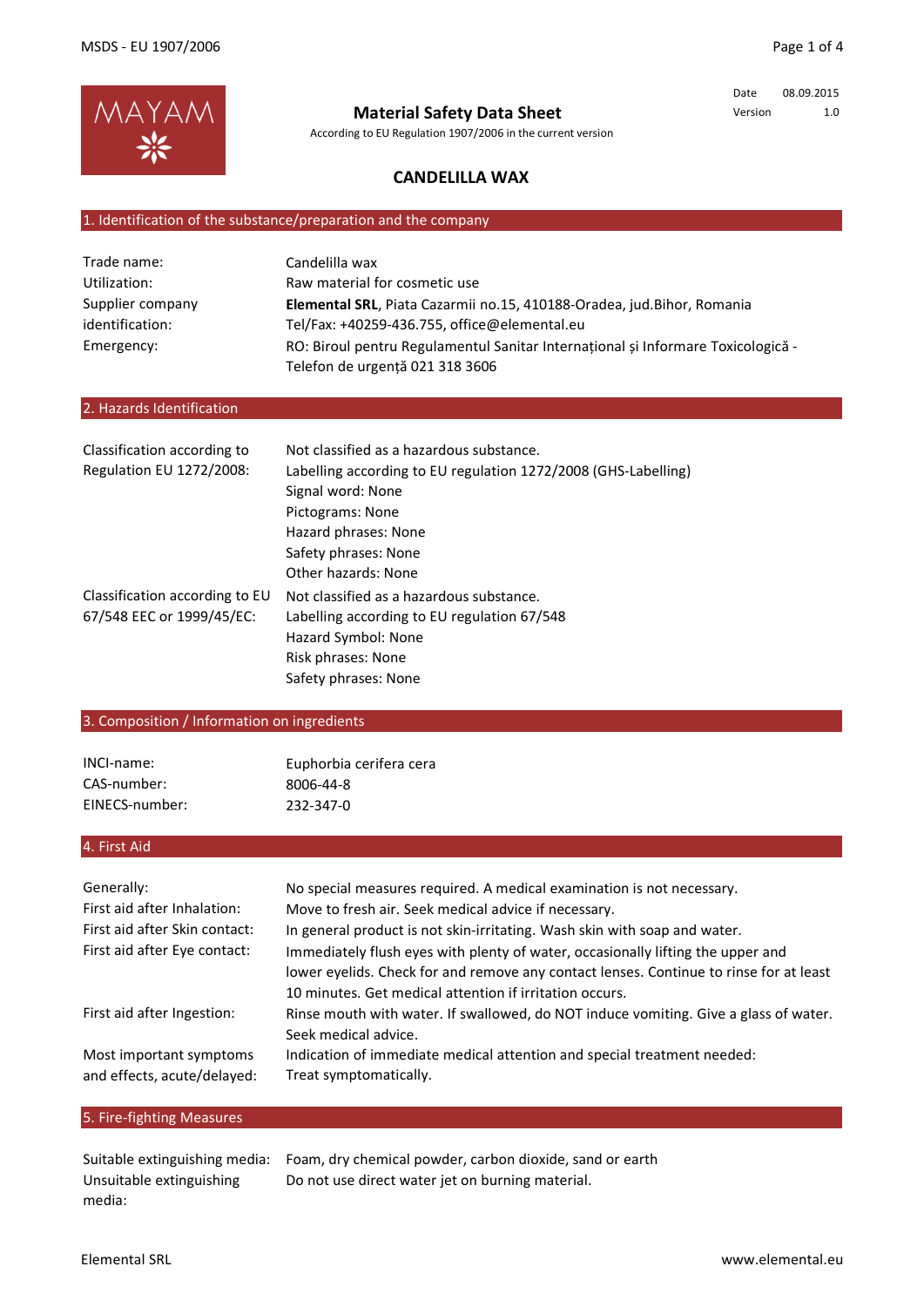# Material Safety Data Sheet

According to EU Regulation 1907/2006 in the current version

| Date | 08.09.2015 |
| --- | --- |
| Version | 1.0 |

## CANDELILLA WAX

## 1. Identification of the substance/preparation and the company

| | |
| --- | --- |
| Trade name: | Candelilla wax |
| Utilization: | Raw material for cosmetic use |
| Supplier company identification: | **Elemental SRL**, Piata Cazarmii no.15, 410188-Oradea, jud.Bihor, Romania<br>Tel/Fax: +40259-436.755, office@elemental.eu |
| Emergency: | RO: Biroul pentru Regulamentul Sanitar Internațional și Informare Toxicologică - Telefon de urgență 021 318 3606 |

## 2. Hazards Identification

| | |
| --- | --- |
| Classification according to Regulation EU 1272/2008: | Not classified as a hazardous substance.<br>Labelling according to EU regulation 1272/2008 (GHS-Labelling)<br>Signal word: None<br>Pictograms: None<br>Hazard phrases: None<br>Safety phrases: None<br>Other hazards: None |
| Classification according to EU 67/548 EEC or 1999/45/EC: | Not classified as a hazardous substance.<br>Labelling according to EU regulation 67/548<br>Hazard Symbol: None<br>Risk phrases: None<br>Safety phrases: None |

## 3. Composition / Information on ingredients

| | |
| --- | --- |
| INCI-name: | Euphorbia cerifera cera |
| CAS-number: | 8006-44-8 |
| EINECS-number: | 232-347-0 |

## 4. First Aid

| | |
| --- | --- |
| Generally: | No special measures required. A medical examination is not necessary. |
| First aid after Inhalation: | Move to fresh air. Seek medical advice if necessary. |
| First aid after Skin contact: | In general product is not skin-irritating. Wash skin with soap and water. |
| First aid after Eye contact: | Immediately flush eyes with plenty of water, occasionally lifting the upper and lower eyelids. Check for and remove any contact lenses. Continue to rinse for at least 10 minutes. Get medical attention if irritation occurs. |
| First aid after Ingestion: | Rinse mouth with water. If swallowed, do NOT induce vomiting. Give a glass of water. Seek medical advice. |
| Most important symptoms and effects, acute/delayed: | Indication of immediate medical attention and special treatment needed: Treat symptomatically. |

## 5. Fire-fighting Measures

| | |
| --- | --- |
| Suitable extinguishing media: | Foam, dry chemical powder, carbon dioxide, sand or earth |
| Unsuitable extinguishing media: | Do not use direct water jet on burning material. |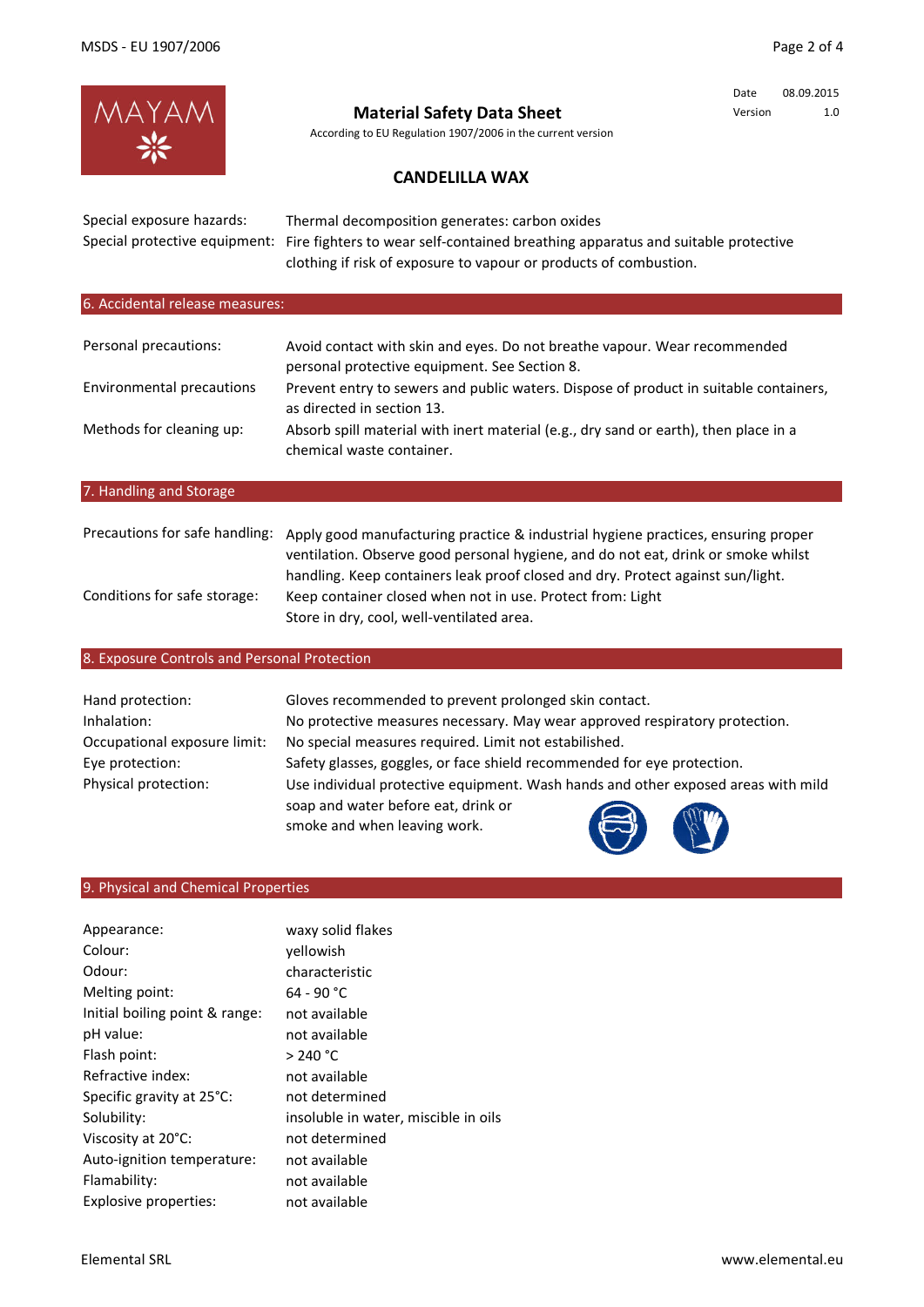**Material Safety Data Sheet**

According to EU Regulation 1907/2006 in the current version

Date 08.09.2015
Version 1.0

## CANDELILLA WAX

| | |
|---|---|
| Special exposure hazards: | Thermal decomposition generates: carbon oxides |
| Special protective equipment: | Fire fighters to wear self-contained breathing apparatus and suitable protective clothing if risk of exposure to vapour or products of combustion. |

## 6. Accidental release measures:

| | |
|---|---|
| Personal precautions: | Avoid contact with skin and eyes. Do not breathe vapour. Wear recommended personal protective equipment. See Section 8. |
| Environmental precautions | Prevent entry to sewers and public waters. Dispose of product in suitable containers, as directed in section 13. |
| Methods for cleaning up: | Absorb spill material with inert material (e.g., dry sand or earth), then place in a chemical waste container. |

## 7. Handling and Storage

| | |
|---|---|
| Precautions for safe handling: | Apply good manufacturing practice & industrial hygiene practices, ensuring proper ventilation. Observe good personal hygiene, and do not eat, drink or smoke whilst handling. Keep containers leak proof closed and dry. Protect against sun/light. |
| Conditions for safe storage: | Keep container closed when not in use. Protect from: Light<br>Store in dry, cool, well-ventilated area. |

## 8. Exposure Controls and Personal Protection

| | |
|---|---|
| Hand protection: | Gloves recommended to prevent prolonged skin contact. |
| Inhalation: | No protective measures necessary. May wear approved respiratory protection. |
| Occupational exposure limit: | No special measures required. Limit not estabilished. |
| Eye protection: | Safety glasses, goggles, or face shield recommended for eye protection. |
| Physical protection: | Use individual protective equipment. Wash hands and other exposed areas with mild soap and water before eat, drink or smoke and when leaving work. |

## 9. Physical and Chemical Properties

| | |
|---|---|
| Appearance: | waxy solid flakes |
| Colour: | yellowish |
| Odour: | characteristic |
| Melting point: | 64 - 90 °C |
| Initial boiling point & range: | not available |
| pH value: | not available |
| Flash point: | > 240 °C |
| Refractive index: | not available |
| Specific gravity at 25°C: | not determined |
| Solubility: | insoluble in water, miscible in oils |
| Viscosity at 20°C: | not determined |
| Auto-ignition temperature: | not available |
| Flamability: | not available |
| Explosive properties: | not available |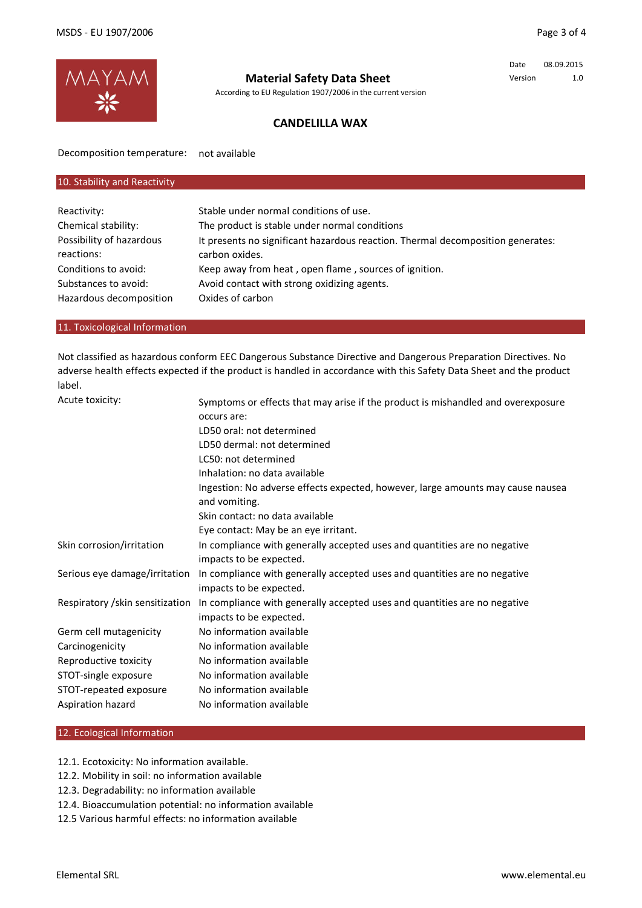**Material Safety Data Sheet**

According to EU Regulation 1907/2006 in the current version

Date 08.09.2015
Version 1.0

## CANDELILLA WAX

| | |
|---|---|
| Decomposition temperature: | not available |

## 10. Stability and Reactivity

| | |
|---|---|
| Reactivity: | Stable under normal conditions of use. |
| Chemical stability: | The product is stable under normal conditions |
| Possibility of hazardous reactions: | It presents no significant hazardous reaction. Thermal decomposition generates: carbon oxides. |
| Conditions to avoid: | Keep away from heat , open flame , sources of ignition. |
| Substances to avoid: | Avoid contact with strong oxidizing agents. |
| Hazardous decomposition | Oxides of carbon |

## 11. Toxicological Information

Not classified as hazardous conform EEC Dangerous Substance Directive and Dangerous Preparation Directives. No adverse health effects expected if the product is handled in accordance with this Safety Data Sheet and the product label.

| | |
|---|---|
| Acute toxicity: | Symptoms or effects that may arise if the product is mishandled and overexposure occurs are:<br>LD50 oral: not determined<br>LD50 dermal: not determined<br>LC50: not determined<br>Inhalation: no data available<br>Ingestion: No adverse effects expected, however, large amounts may cause nausea and vomiting.<br>Skin contact: no data available<br>Eye contact: May be an eye irritant. |
| Skin corrosion/irritation | In compliance with generally accepted uses and quantities are no negative impacts to be expected. |
| Serious eye damage/irritation | In compliance with generally accepted uses and quantities are no negative impacts to be expected. |
| Respiratory /skin sensitization | In compliance with generally accepted uses and quantities are no negative impacts to be expected. |
| Germ cell mutagenicity | No information available |
| Carcinogenicity | No information available |
| Reproductive toxicity | No information available |
| STOT-single exposure | No information available |
| STOT-repeated exposure | No information available |
| Aspiration hazard | No information available |

## 12. Ecological Information

12.1. Ecotoxicity: No information available.
12.2. Mobility in soil: no information available
12.3. Degradability: no information available
12.4. Bioaccumulation potential: no information available
12.5 Various harmful effects: no information available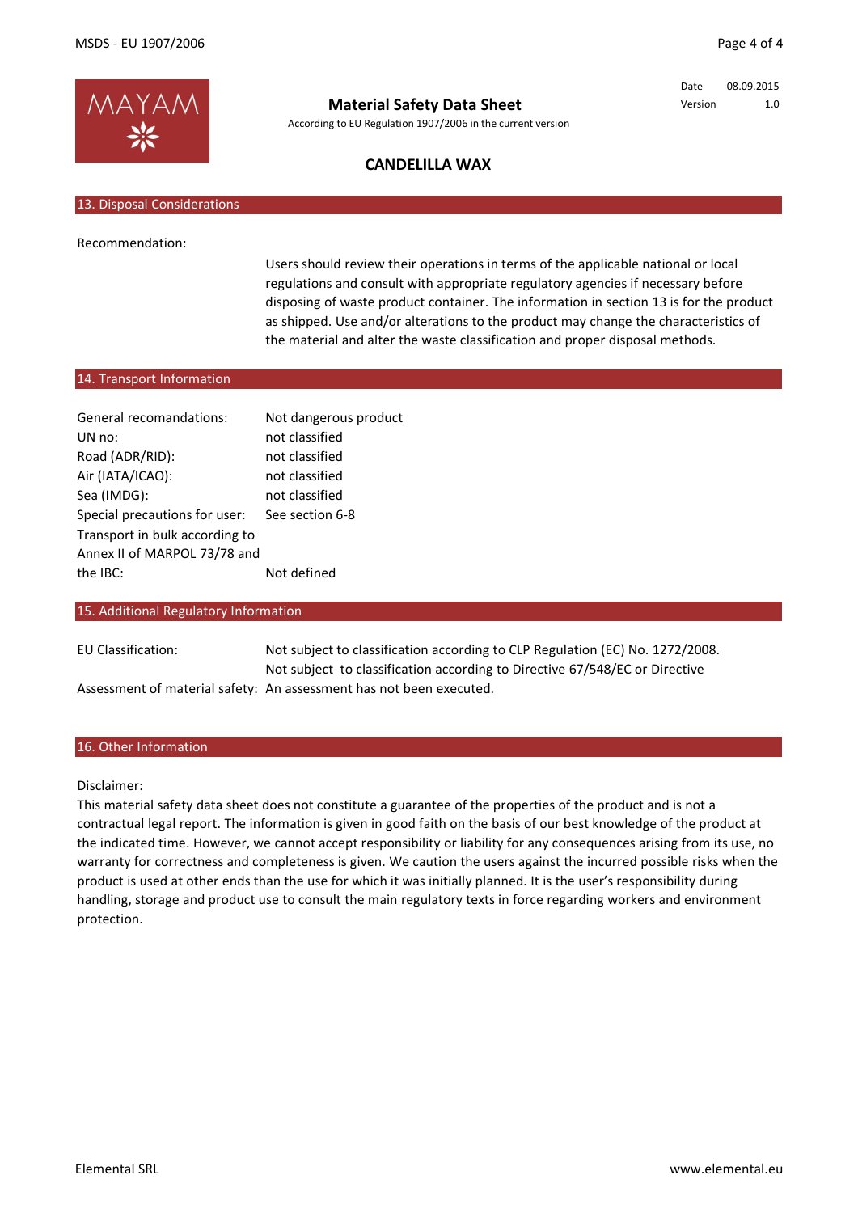## 13. Disposal Considerations

Recommendation:

Users should review their operations in terms of the applicable national or local regulations and consult with appropriate regulatory agencies if necessary before disposing of waste product container. The information in section 13 is for the product as shipped. Use and/or alterations to the product may change the characteristics of the material and alter the waste classification and proper disposal methods.

## 14. Transport Information

| | |
|---|---|
| General recomandations: | Not dangerous product |
| UN no: | not classified |
| Road (ADR/RID): | not classified |
| Air (IATA/ICAO): | not classified |
| Sea (IMDG): | not classified |
| Special precautions for user: | See section 6-8 |
| Transport in bulk according to Annex II of MARPOL 73/78 and the IBC: | Not defined |

## 15. Additional Regulatory Information

| | |
|---|---|
| EU Classification: | Not subject to classification according to CLP Regulation (EC) No. 1272/2008. Not subject to classification according to Directive 67/548/EC or Directive |
| Assessment of material safety: | An assessment has not been executed. |

## 16. Other Information

Disclaimer:

This material safety data sheet does not constitute a guarantee of the properties of the product and is not a contractual legal report. The information is given in good faith on the basis of our best knowledge of the product at the indicated time. However, we cannot accept responsibility or liability for any consequences arising from its use, no warranty for correctness and completeness is given. We caution the users against the incurred possible risks when the product is used at other ends than the use for which it was initially planned. It is the user's responsibility during handling, storage and product use to consult the main regulatory texts in force regarding workers and environment protection.